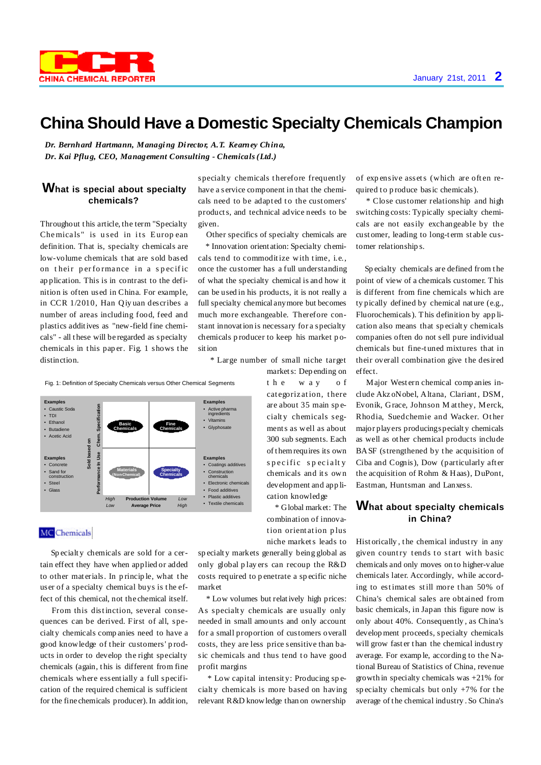# China Should Have a Domestic Specialty Chemicals Champion

*Dr. Bernhard Hartmann, Managing Director, A.T. Kearney China,*
*Dr. Kai Pflug, CEO, Management Consulting - Chemicals (Ltd.)*

## What is special about specialty chemicals?

Throughout this article, the term "Specialty Chemicals" is used in its European definition. That is, specialty chemicals are low-volume chemicals that are sold based on their performance in a specific application. This is in contrast to the definition is often used in China. For example, in CCR 1/2010, Han Qiyuan describes a number of areas including food, feed and plastics additives as "new-field fine chemicals" - all these will be regarded as specialty chemicals in this paper. Fig. 1 shows the distinction.

Fig. 1: Definition of Specialty Chemicals versus Other Chemical Segments

| Examples | Sold based on: Chem. Specification | High Production Volume / Low Average Price | Low Production Volume / High Average Price | Examples |
|---|---|---|---|---|
| • Caustic Soda<br>• TDI<br>• Ethanol<br>• Butadiene<br>• Acetic Acid | Chem. Specification | Basic Chemicals | Fine Chemicals | • Active pharma ingredients<br>• Vitamins<br>• Glyphosate |
| • Concrete<br>• Sand for construction<br>• Steel<br>• Glass | Performance in Use | Materials (Non-Chemical) | Specialty Chemicals | • Coatings additives<br>• Construction chemicals<br>• Electronic chemicals<br>• Food additives<br>• Plastic additives<br>• Textile chemicals |

MC Chemicals

Specialty chemicals are sold for a certain effect they have when applied or added to other materials. In principle, what the user of a specialty chemical buys is the effect of this chemical, not the chemical itself.

From this distinction, several consequences can be derived. First of all, specialty chemical companies need to have a good knowledge of their customers' products in order to develop the right specialty chemicals (again, this is different from fine chemicals where essentially a full specification of the required chemical is sufficient for the fine chemicals producer). In addition, specialty chemicals therefore frequently have a service component in that the chemicals need to be adapted to the customers' products, and technical advice needs to be given.

Other specifics of specialty chemicals are

* Innovation orientation: Specialty chemicals tend to commoditize with time, i.e., once the customer has a full understanding of what the specialty chemical is and how it can be used in his products, it is not really a full specialty chemical anymore but becomes much more exchangeable. Therefore constant innovation is necessary for a specialty chemicals producer to keep his market position

* Large number of small niche target markets: Depending on the way of categorization, there are about 35 main specialty chemicals segments as well as about 300 sub segments. Each of them requires its own specific specialty chemicals and development and application knowledge

* Global market: The combination of innovation orientation plus niche markets leads to specialty markets generally being global as only global players can recoup the R&D costs required to penetrate a specific niche market

* Low volumes but relatively high prices: As specialty chemicals are usually only needed in small amounts and only account for a small proportion of customers overall costs, they are less price sensitive than basic chemicals and thus tend to have good profit margins

* Low capital intensity: Producing specialty chemicals is more based on having relevant R&D knowledge than on ownership of expensive assets (which are often required to produce basic chemicals).

* Close customer relationship and high switching costs: Typically specialty chemicals are not easily exchangeable by the customer, leading to long-term stable customer relationships.

Specialty chemicals are defined from the point of view of a chemicals customer. This is different from fine chemicals which are typically defined by chemical nature (e.g., Fluorochemicals). This definition by application also means that specialty chemicals companies often do not sell pure individual chemicals but fine-tuned mixtures that in their overall combination give the desired effect.

Major Western chemical companies include AkzoNobel, Altana, Clariant, DSM, Evonik, Grace, Johnson Matthey, Merck, Rhodia, Suedchemie and Wacker. Other major players producing specialty chemicals as well as other chemical products include BASF (strengthened by the acquisition of Ciba and Cognis), Dow (particularly after the acquisition of Rohm & Haas), DuPont, Eastman, Huntsman and Lanxess.

## What about specialty chemicals in China?

Historically, the chemical industry in any given country tends to start with basic chemicals and only moves on to higher-value chemicals later. Accordingly, while according to estimates still more than 50% of China's chemical sales are obtained from basic chemicals, in Japan this figure now is only about 40%. Consequently, as China's development proceeds, specialty chemicals will grow faster than the chemical industry average. For example, according to the National Bureau of Statistics of China, revenue growth in specialty chemicals was +21% for specialty chemicals but only +7% for the average of the chemical industry. So China's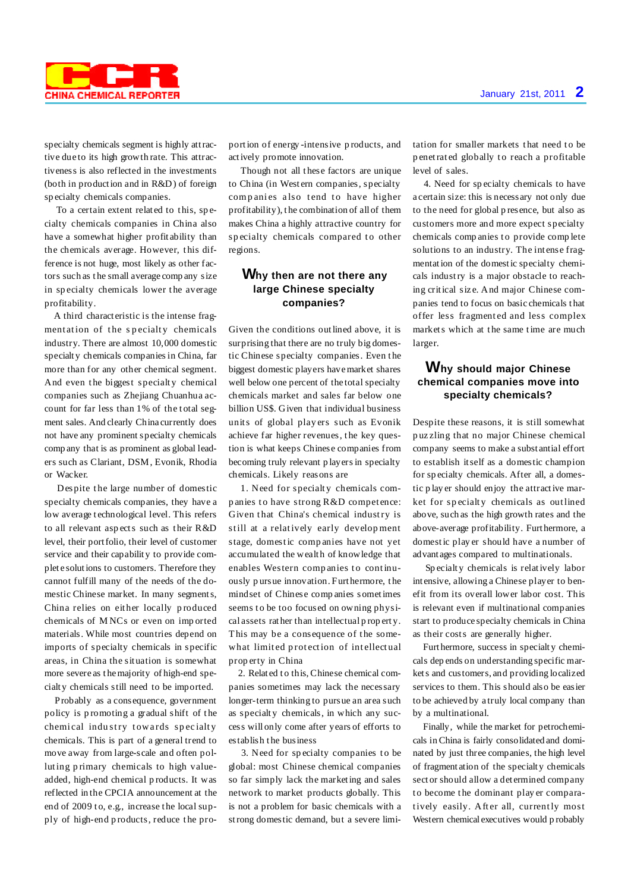specialty chemicals segment is highly attractive due to its high growth rate. This attractiveness is also reflected in the investments (both in production and in R&D) of foreign specialty chemicals companies.

To a certain extent related to this, specialty chemicals companies in China also have a somewhat higher profitability than the chemicals average. However, this difference is not huge, most likely as other factors such as the small average company size in specialty chemicals lower the average profitability.

A third characteristic is the intense fragmentation of the specialty chemicals industry. There are almost 10,000 domestic specialty chemicals companies in China, far more than for any other chemical segment. And even the biggest specialty chemical companies such as Zhejiang Chuanhua account for far less than 1% of the total segment sales. And clearly China currently does not have any prominent specialty chemicals company that is as prominent as global leaders such as Clariant, DSM, Evonik, Rhodia or Wacker.

Despite the large number of domestic specialty chemicals companies, they have a low average technological level. This refers to all relevant aspects such as their R&D level, their portfolio, their level of customer service and their capability to provide complete solutions to customers. Therefore they cannot fulfill many of the needs of the domestic Chinese market. In many segments, China relies on either locally produced chemicals of MNCs or even on imported materials. While most countries depend on imports of specialty chemicals in specific areas, in China the situation is somewhat more severe as the majority of high-end specialty chemicals still need to be imported.

Probably as a consequence, government policy is promoting a gradual shift of the chemical industry towards specialty chemicals. This is part of a general trend to move away from large-scale and often polluting primary chemicals to high value-added, high-end chemical products. It was reflected in the CPCIA announcement at the end of 2009 to, e.g., increase the local supply of high-end products, reduce the portion of energy-intensive products, and actively promote innovation.

Though not all these factors are unique to China (in Western companies, specialty companies also tend to have higher profitability), the combination of all of them makes China a highly attractive country for specialty chemicals compared to other regions.

## Why then are not there any large Chinese specialty companies?

Given the conditions outlined above, it is surprising that there are no truly big domestic Chinese specialty companies. Even the biggest domestic players have market shares well below one percent of the total specialty chemicals market and sales far below one billion US$. Given that individual business units of global players such as Evonik achieve far higher revenues, the key question is what keeps Chinese companies from becoming truly relevant players in specialty chemicals. Likely reasons are

1. Need for specialty chemicals companies to have strong R&D competence: Given that China's chemical industry is still at a relatively early development stage, domestic companies have not yet accumulated the wealth of knowledge that enables Western companies to continuously pursue innovation. Furthermore, the mindset of Chinese companies sometimes seems to be too focused on owning physical assets rather than intellectual property. This may be a consequence of the somewhat limited protection of intellectual property in China

2. Related to this, Chinese chemical companies sometimes may lack the necessary longer-term thinking to pursue an area such as specialty chemicals, in which any success will only come after years of efforts to establish the business

3. Need for specialty companies to be global: most Chinese chemical companies so far simply lack the marketing and sales network to market products globally. This is not a problem for basic chemicals with a strong domestic demand, but a severe limitation for smaller markets that need to be penetrated globally to reach a profitable level of sales.

4. Need for specialty chemicals to have a certain size: this is necessary not only due to the need for global presence, but also as customers more and more expect specialty chemicals companies to provide complete solutions to an industry. The intense fragmentation of the domestic specialty chemicals industry is a major obstacle to reaching critical size. And major Chinese companies tend to focus on basic chemicals that offer less fragmented and less complex markets which at the same time are much larger.

## Why should major Chinese chemical companies move into specialty chemicals?

Despite these reasons, it is still somewhat puzzling that no major Chinese chemical company seems to make a substantial effort to establish itself as a domestic champion for specialty chemicals. After all, a domestic player should enjoy the attractive market for specialty chemicals as outlined above, such as the high growth rates and the above-average profitability. Furthermore, a domestic player should have a number of advantages compared to multinationals.

Specialty chemicals is relatively labor intensive, allowing a Chinese player to benefit from its overall lower labor cost. This is relevant even if multinational companies start to produce specialty chemicals in China as their costs are generally higher.

Furthermore, success in specialty chemicals depends on understanding specific markets and customers, and providing localized services to them. This should also be easier to be achieved by a truly local company than by a multinational.

Finally, while the market for petrochemicals in China is fairly consolidated and dominated by just three companies, the high level of fragmentation of the specialty chemicals sector should allow a determined company to become the dominant player comparatively easily. After all, currently most Western chemical executives would probably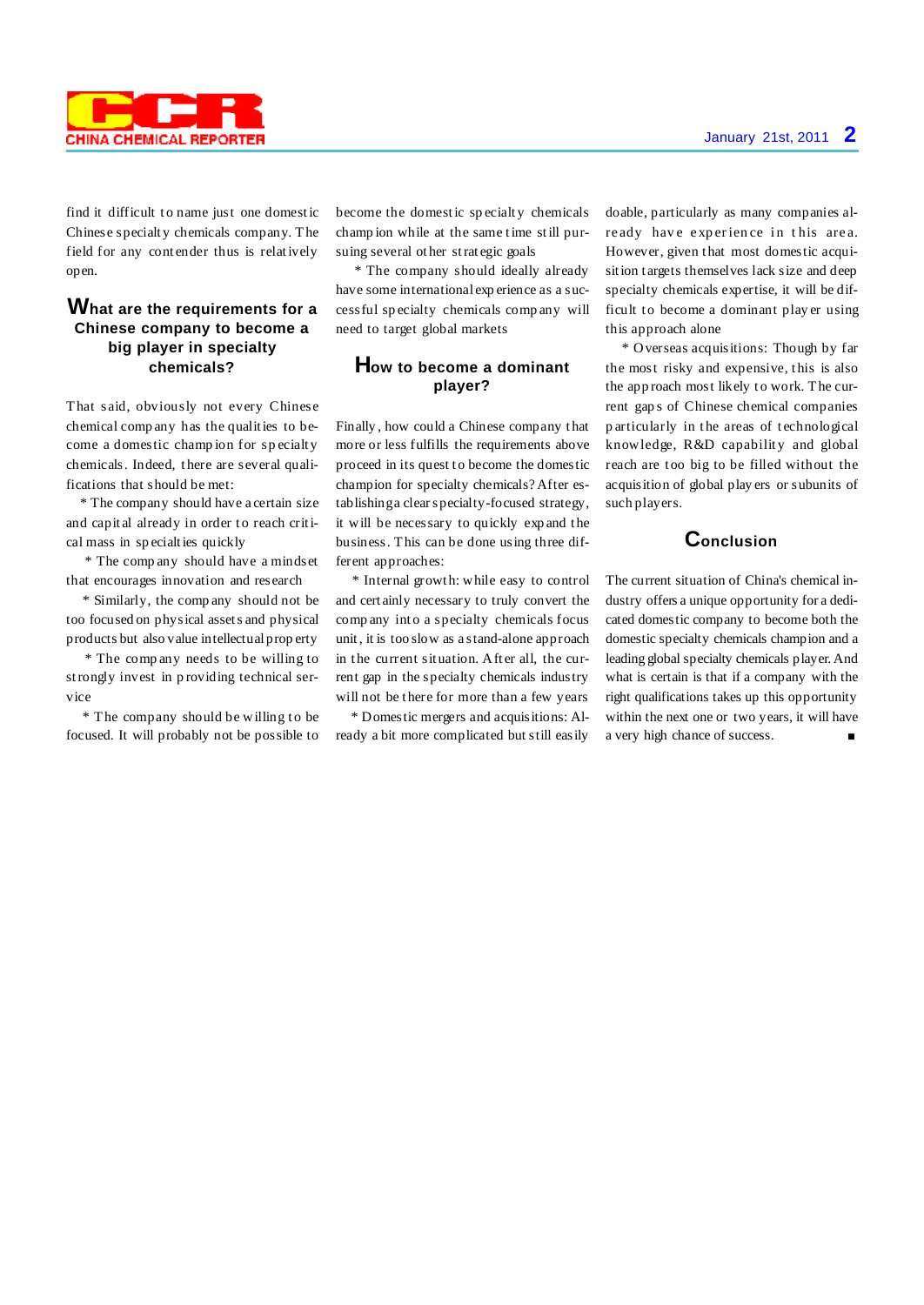find it difficult to name just one domestic Chinese specialty chemicals company. The field for any contender thus is relatively open.

## What are the requirements for a Chinese company to become a big player in specialty chemicals?

That said, obviously not every Chinese chemical company has the qualities to become a domestic champion for specialty chemicals. Indeed, there are several qualifications that should be met:

* The company should have a certain size and capital already in order to reach critical mass in specialties quickly

* The company should have a mindset that encourages innovation and research

* Similarly, the company should not be too focused on physical assets and physical products but also value intellectual property

* The company needs to be willing to strongly invest in providing technical service

* The company should be willing to be focused. It will probably not be possible to become the domestic specialty chemicals champion while at the same time still pursuing several other strategic goals

* The company should ideally already have some international experience as a successful specialty chemicals company will need to target global markets

## How to become a dominant player?

Finally, how could a Chinese company that more or less fulfills the requirements above proceed in its quest to become the domestic champion for specialty chemicals? After establishing a clear specialty-focused strategy, it will be necessary to quickly expand the business. This can be done using three different approaches:

* Internal growth: while easy to control and certainly necessary to truly convert the company into a specialty chemicals focus unit, it is too slow as a stand-alone approach in the current situation. After all, the current gap in the specialty chemicals industry will not be there for more than a few years

* Domestic mergers and acquisitions: Already a bit more complicated but still easily doable, particularly as many companies already have experience in this area. However, given that most domestic acquisition targets themselves lack size and deep specialty chemicals expertise, it will be difficult to become a dominant player using this approach alone

* Overseas acquisitions: Though by far the most risky and expensive, this is also the approach most likely to work. The current gaps of Chinese chemical companies particularly in the areas of technological knowledge, R&D capability and global reach are too big to be filled without the acquisition of global players or subunits of such players.

## Conclusion

The current situation of China's chemical industry offers a unique opportunity for a dedicated domestic company to become both the domestic specialty chemicals champion and a leading global specialty chemicals player. And what is certain is that if a company with the right qualifications takes up this opportunity within the next one or two years, it will have a very high chance of success. ■